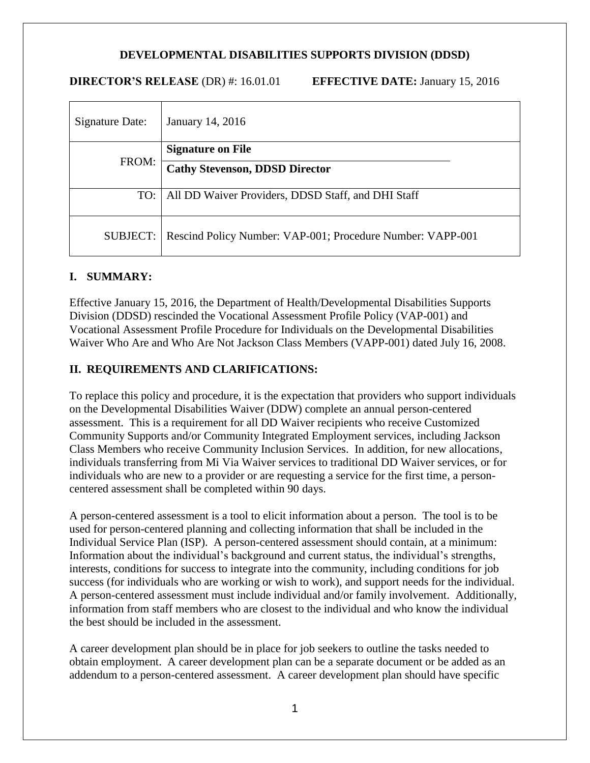**DEVELOPMENTAL DISABILITIES SUPPORTS DIVISION (DDSD)**

**DIRECTOR'S RELEASE** (DR) #: 16.01.01 **EFFECTIVE DATE:** January 15, 2016

| | |
|---|---|
| Signature Date: | January 14, 2016 |
| FROM: | **Signature on File**<br>**Cathy Stevenson, DDSD Director** |
| TO: | All DD Waiver Providers, DDSD Staff, and DHI Staff |
| SUBJECT: | Rescind Policy Number: VAP-001; Procedure Number: VAPP-001 |

## I. SUMMARY:

Effective January 15, 2016, the Department of Health/Developmental Disabilities Supports Division (DDSD) rescinded the Vocational Assessment Profile Policy (VAP-001) and Vocational Assessment Profile Procedure for Individuals on the Developmental Disabilities Waiver Who Are and Who Are Not Jackson Class Members (VAPP-001) dated July 16, 2008.

## II. REQUIREMENTS AND CLARIFICATIONS:

To replace this policy and procedure, it is the expectation that providers who support individuals on the Developmental Disabilities Waiver (DDW) complete an annual person-centered assessment. This is a requirement for all DD Waiver recipients who receive Customized Community Supports and/or Community Integrated Employment services, including Jackson Class Members who receive Community Inclusion Services. In addition, for new allocations, individuals transferring from Mi Via Waiver services to traditional DD Waiver services, or for individuals who are new to a provider or are requesting a service for the first time, a person-centered assessment shall be completed within 90 days.

A person-centered assessment is a tool to elicit information about a person. The tool is to be used for person-centered planning and collecting information that shall be included in the Individual Service Plan (ISP). A person-centered assessment should contain, at a minimum: Information about the individual's background and current status, the individual's strengths, interests, conditions for success to integrate into the community, including conditions for job success (for individuals who are working or wish to work), and support needs for the individual. A person-centered assessment must include individual and/or family involvement. Additionally, information from staff members who are closest to the individual and who know the individual the best should be included in the assessment.

A career development plan should be in place for job seekers to outline the tasks needed to obtain employment. A career development plan can be a separate document or be added as an addendum to a person-centered assessment. A career development plan should have specific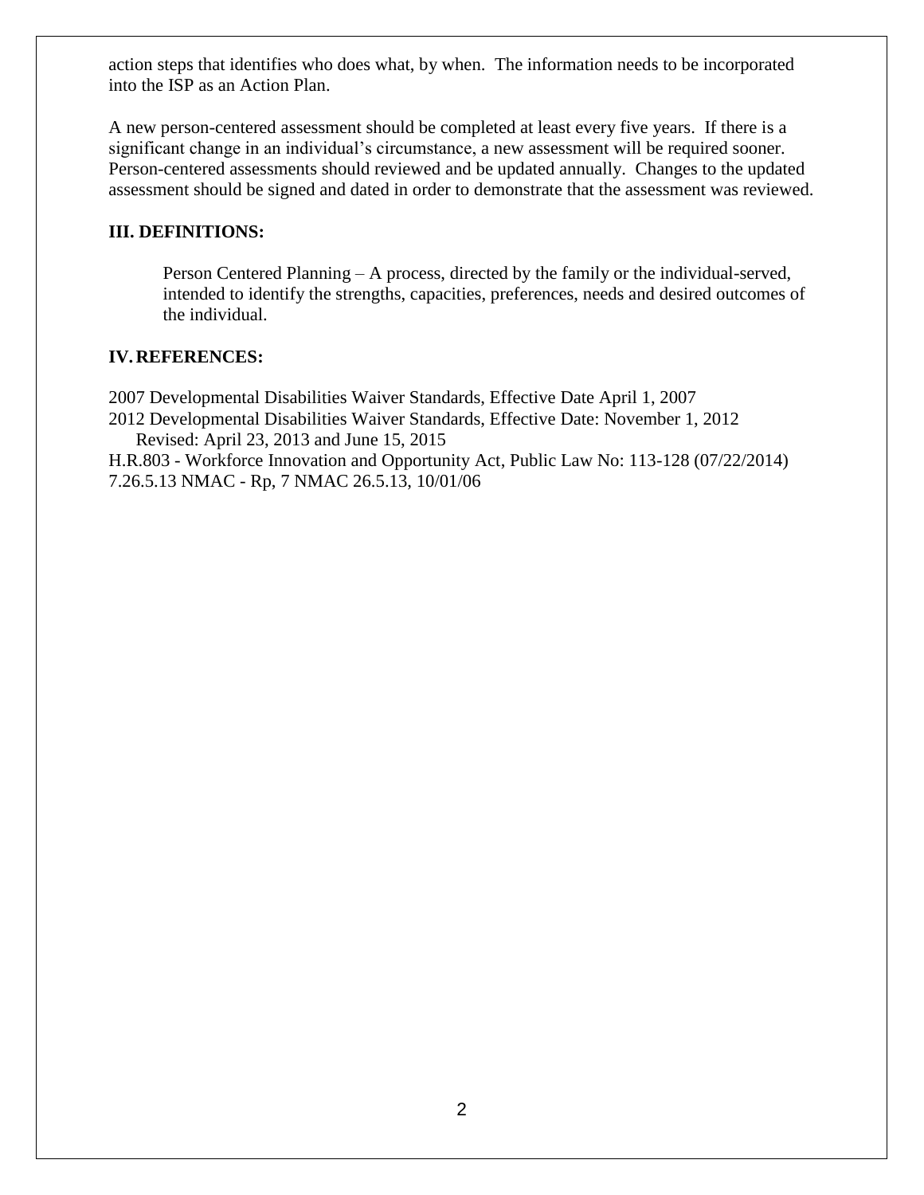action steps that identifies who does what, by when. The information needs to be incorporated into the ISP as an Action Plan.

A new person-centered assessment should be completed at least every five years. If there is a significant change in an individual's circumstance, a new assessment will be required sooner. Person-centered assessments should reviewed and be updated annually. Changes to the updated assessment should be signed and dated in order to demonstrate that the assessment was reviewed.

## III. DEFINITIONS:

Person Centered Planning – A process, directed by the family or the individual-served, intended to identify the strengths, capacities, preferences, needs and desired outcomes of the individual.

## IV. REFERENCES:

2007 Developmental Disabilities Waiver Standards, Effective Date April 1, 2007
2012 Developmental Disabilities Waiver Standards, Effective Date: November 1, 2012
Revised: April 23, 2013 and June 15, 2015
H.R.803 - Workforce Innovation and Opportunity Act, Public Law No: 113-128 (07/22/2014)
7.26.5.13 NMAC - Rp, 7 NMAC 26.5.13, 10/01/06